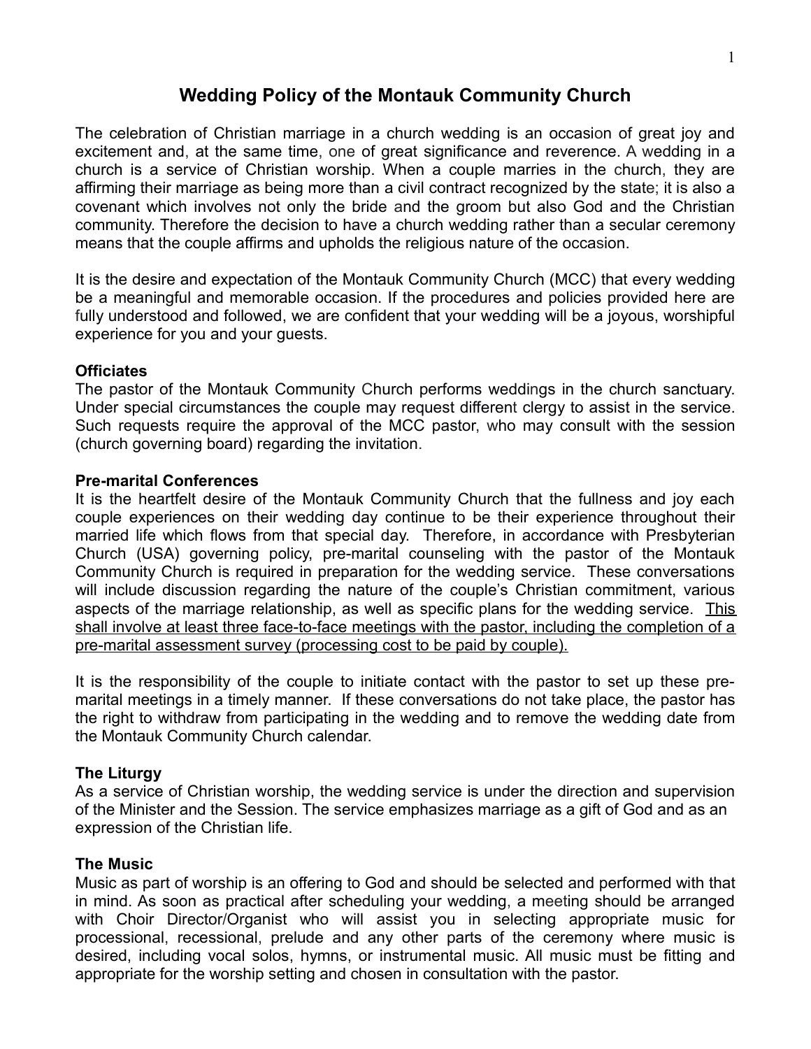# Wedding Policy of the Montauk Community Church

The celebration of Christian marriage in a church wedding is an occasion of great joy and excitement and, at the same time, one of great significance and reverence. A wedding in a church is a service of Christian worship. When a couple marries in the church, they are affirming their marriage as being more than a civil contract recognized by the state; it is also a covenant which involves not only the bride and the groom but also God and the Christian community. Therefore the decision to have a church wedding rather than a secular ceremony means that the couple affirms and upholds the religious nature of the occasion.

It is the desire and expectation of the Montauk Community Church (MCC) that every wedding be a meaningful and memorable occasion. If the procedures and policies provided here are fully understood and followed, we are confident that your wedding will be a joyous, worshipful experience for you and your guests.

**Officiates**

The pastor of the Montauk Community Church performs weddings in the church sanctuary. Under special circumstances the couple may request different clergy to assist in the service. Such requests require the approval of the MCC pastor, who may consult with the session (church governing board) regarding the invitation.

**Pre-marital Conferences**

It is the heartfelt desire of the Montauk Community Church that the fullness and joy each couple experiences on their wedding day continue to be their experience throughout their married life which flows from that special day. Therefore, in accordance with Presbyterian Church (USA) governing policy, pre-marital counseling with the pastor of the Montauk Community Church is required in preparation for the wedding service. These conversations will include discussion regarding the nature of the couple's Christian commitment, various aspects of the marriage relationship, as well as specific plans for the wedding service. <u>This shall involve at least three face-to-face meetings with the pastor, including the completion of a pre-marital assessment survey (processing cost to be paid by couple).</u>

It is the responsibility of the couple to initiate contact with the pastor to set up these pre-marital meetings in a timely manner. If these conversations do not take place, the pastor has the right to withdraw from participating in the wedding and to remove the wedding date from the Montauk Community Church calendar.

**The Liturgy**

As a service of Christian worship, the wedding service is under the direction and supervision of the Minister and the Session. The service emphasizes marriage as a gift of God and as an expression of the Christian life.

**The Music**

Music as part of worship is an offering to God and should be selected and performed with that in mind. As soon as practical after scheduling your wedding, a meeting should be arranged with Choir Director/Organist who will assist you in selecting appropriate music for processional, recessional, prelude and any other parts of the ceremony where music is desired, including vocal solos, hymns, or instrumental music. All music must be fitting and appropriate for the worship setting and chosen in consultation with the pastor.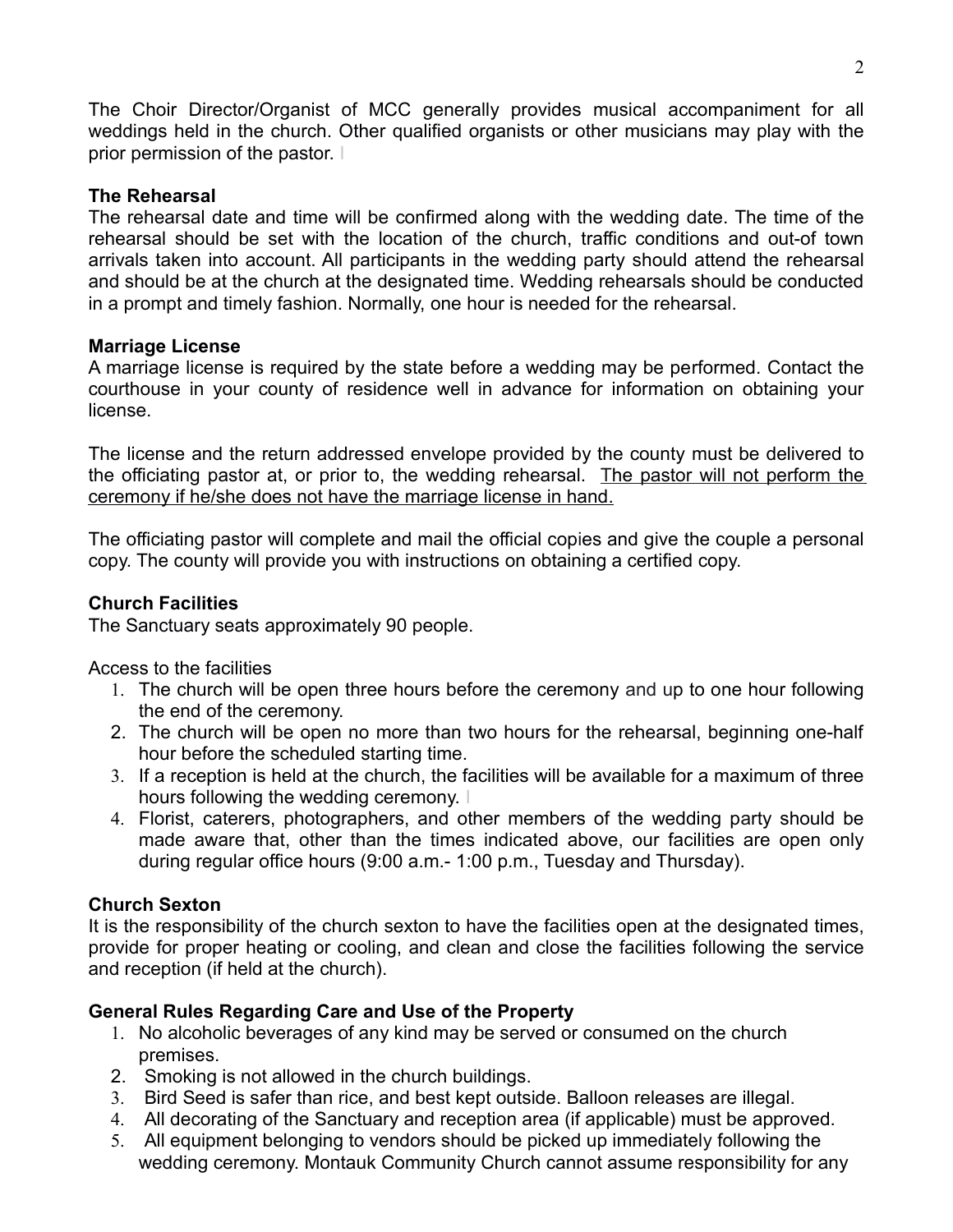The Choir Director/Organist of MCC generally provides musical accompaniment for all weddings held in the church. Other qualified organists or other musicians may play with the prior permission of the pastor.

**The Rehearsal**

The rehearsal date and time will be confirmed along with the wedding date. The time of the rehearsal should be set with the location of the church, traffic conditions and out-of town arrivals taken into account. All participants in the wedding party should attend the rehearsal and should be at the church at the designated time. Wedding rehearsals should be conducted in a prompt and timely fashion. Normally, one hour is needed for the rehearsal.

**Marriage License**

A marriage license is required by the state before a wedding may be performed. Contact the courthouse in your county of residence well in advance for information on obtaining your license.

The license and the return addressed envelope provided by the county must be delivered to the officiating pastor at, or prior to, the wedding rehearsal. <u>The pastor will not perform the ceremony if he/she does not have the marriage license in hand.</u>

The officiating pastor will complete and mail the official copies and give the couple a personal copy. The county will provide you with instructions on obtaining a certified copy.

**Church Facilities**

The Sanctuary seats approximately 90 people.

Access to the facilities

1. The church will be open three hours before the ceremony and up to one hour following the end of the ceremony.
2. The church will be open no more than two hours for the rehearsal, beginning one-half hour before the scheduled starting time.
3. If a reception is held at the church, the facilities will be available for a maximum of three hours following the wedding ceremony.
4. Florist, caterers, photographers, and other members of the wedding party should be made aware that, other than the times indicated above, our facilities are open only during regular office hours (9:00 a.m.- 1:00 p.m., Tuesday and Thursday).

**Church Sexton**

It is the responsibility of the church sexton to have the facilities open at the designated times, provide for proper heating or cooling, and clean and close the facilities following the service and reception (if held at the church).

**General Rules Regarding Care and Use of the Property**

1. No alcoholic beverages of any kind may be served or consumed on the church premises.
2. Smoking is not allowed in the church buildings.
3. Bird Seed is safer than rice, and best kept outside. Balloon releases are illegal.
4. All decorating of the Sanctuary and reception area (if applicable) must be approved.
5. All equipment belonging to vendors should be picked up immediately following the wedding ceremony. Montauk Community Church cannot assume responsibility for any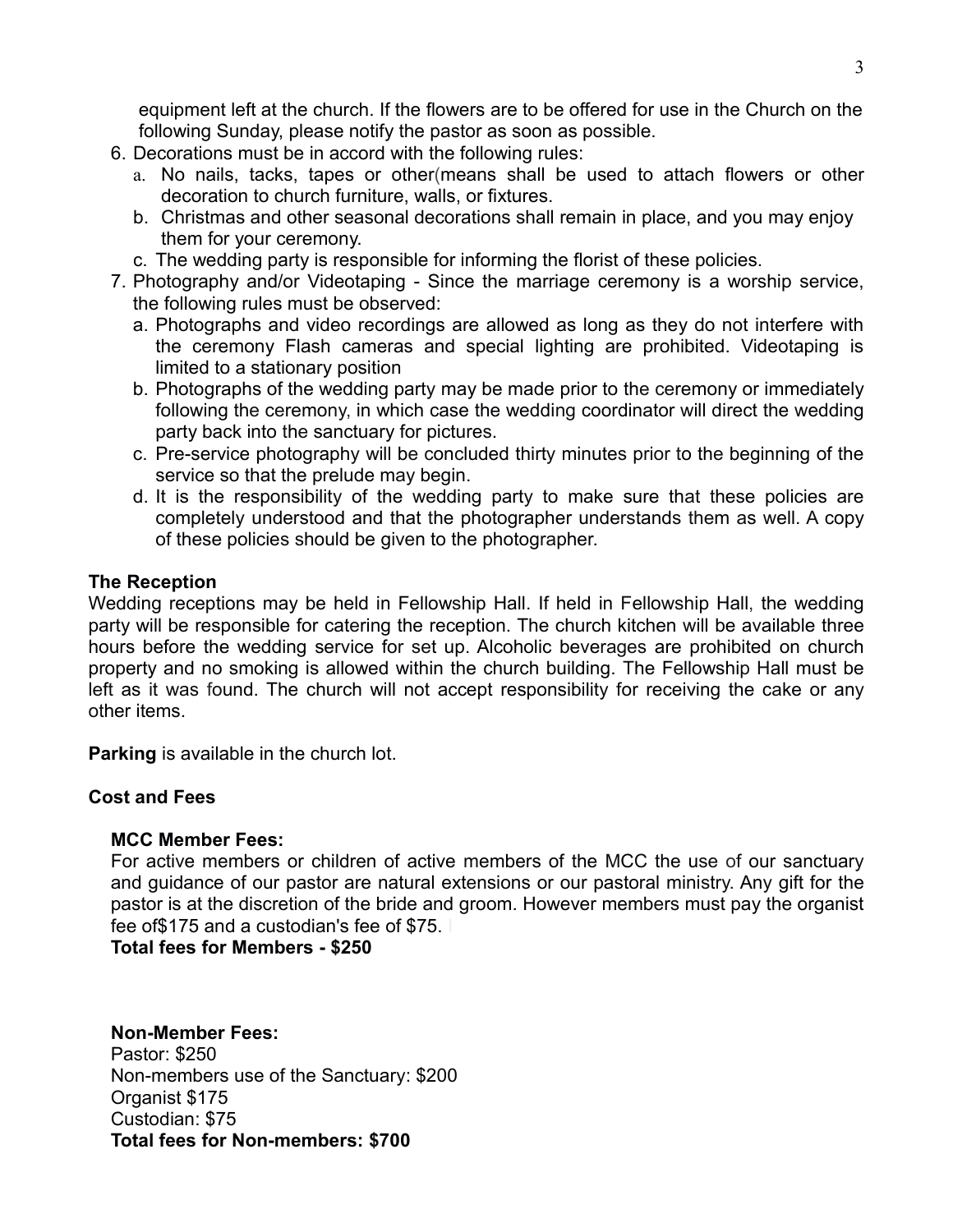equipment left at the church. If the flowers are to be offered for use in the Church on the following Sunday, please notify the pastor as soon as possible.

6. Decorations must be in accord with the following rules:
   a. No nails, tacks, tapes or other(means shall be used to attach flowers or other decoration to church furniture, walls, or fixtures.
   b. Christmas and other seasonal decorations shall remain in place, and you may enjoy them for your ceremony.
   c. The wedding party is responsible for informing the florist of these policies.
7. Photography and/or Videotaping - Since the marriage ceremony is a worship service, the following rules must be observed:
   a. Photographs and video recordings are allowed as long as they do not interfere with the ceremony Flash cameras and special lighting are prohibited. Videotaping is limited to a stationary position
   b. Photographs of the wedding party may be made prior to the ceremony or immediately following the ceremony, in which case the wedding coordinator will direct the wedding party back into the sanctuary for pictures.
   c. Pre-service photography will be concluded thirty minutes prior to the beginning of the service so that the prelude may begin.
   d. It is the responsibility of the wedding party to make sure that these policies are completely understood and that the photographer understands them as well. A copy of these policies should be given to the photographer.

**The Reception**

Wedding receptions may be held in Fellowship Hall. If held in Fellowship Hall, the wedding party will be responsible for catering the reception. The church kitchen will be available three hours before the wedding service for set up. Alcoholic beverages are prohibited on church property and no smoking is allowed within the church building. The Fellowship Hall must be left as it was found. The church will not accept responsibility for receiving the cake or any other items.

**Parking** is available in the church lot.

**Cost and Fees**

**MCC Member Fees:**

For active members or children of active members of the MCC the use of our sanctuary and guidance of our pastor are natural extensions or our pastoral ministry. Any gift for the pastor is at the discretion of the bride and groom. However members must pay the organist fee of$175 and a custodian's fee of $75.

**Total fees for Members - $250**

**Non-Member Fees:**

Pastor: $250
Non-members use of the Sanctuary: $200
Organist $175
Custodian: $75
**Total fees for Non-members: $700**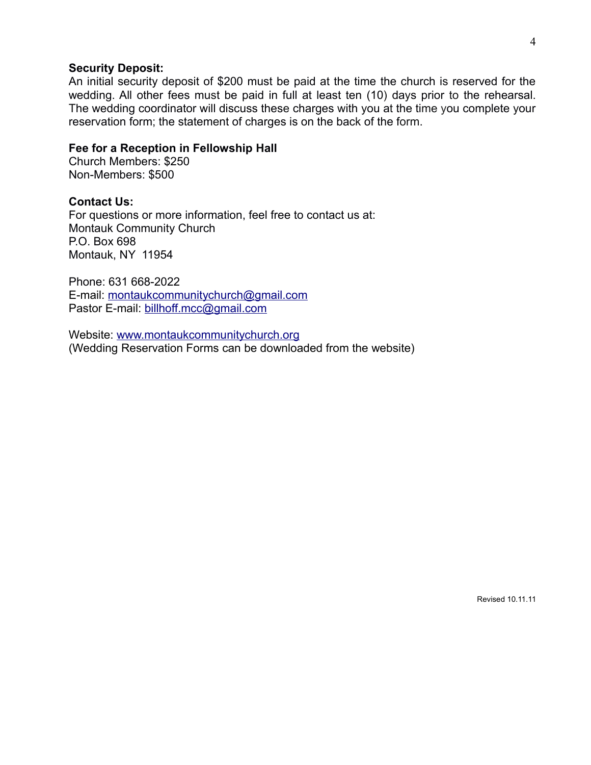**Security Deposit:**
An initial security deposit of $200 must be paid at the time the church is reserved for the wedding. All other fees must be paid in full at least ten (10) days prior to the rehearsal. The wedding coordinator will discuss these charges with you at the time you complete your reservation form; the statement of charges is on the back of the form.

**Fee for a Reception in Fellowship Hall**
Church Members: $250
Non-Members: $500

**Contact Us:**
For questions or more information, feel free to contact us at:
Montauk Community Church
P.O. Box 698
Montauk, NY 11954

Phone: 631 668-2022
E-mail: montaukcommunitychurch@gmail.com
Pastor E-mail: billhoff.mcc@gmail.com

Website: www.montaukcommunitychurch.org
(Wedding Reservation Forms can be downloaded from the website)

Revised 10.11.11